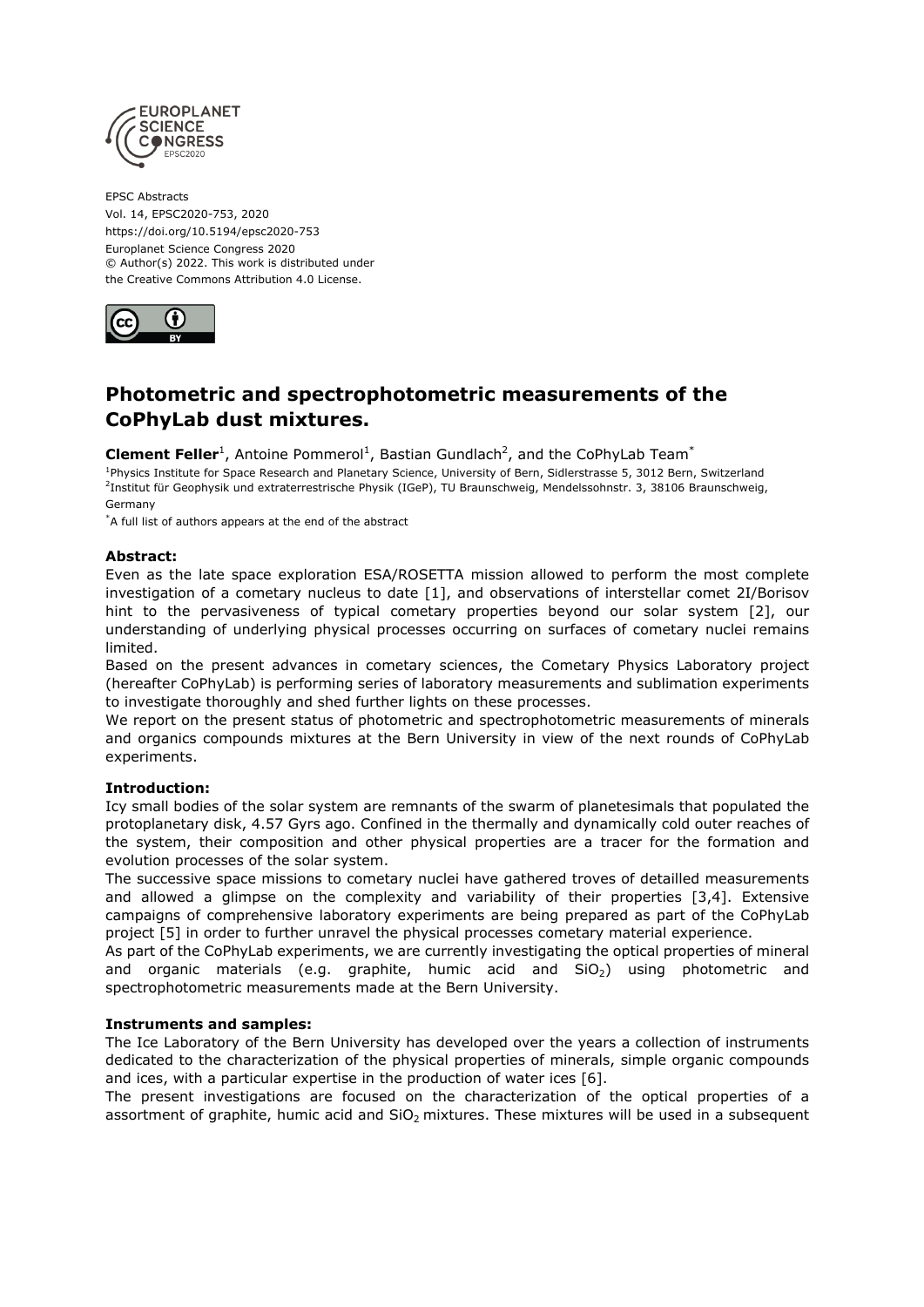EPSC Abstracts
Vol. 14, EPSC2020-753, 2020
https://doi.org/10.5194/epsc2020-753
Europlanet Science Congress 2020
© Author(s) 2022. This work is distributed under
the Creative Commons Attribution 4.0 License.

# Photometric and spectrophotometric measurements of the CoPhyLab dust mixtures.

**Clement Feller**[1], Antoine Pommerol[1], Bastian Gundlach[2], and the CoPhyLab Team[*]

[1]Physics Institute for Space Research and Planetary Science, University of Bern, Sidlerstrasse 5, 3012 Bern, Switzerland
[2]Institut für Geophysik und extraterrestrische Physik (IGeP), TU Braunschweig, Mendelssohnstr. 3, 38106 Braunschweig, Germany
[*]A full list of authors appears at the end of the abstract

**Abstract:**

Even as the late space exploration ESA/ROSETTA mission allowed to perform the most complete investigation of a cometary nucleus to date [1], and observations of interstellar comet 2I/Borisov hint to the pervasiveness of typical cometary properties beyond our solar system [2], our understanding of underlying physical processes occurring on surfaces of cometary nuclei remains limited.

Based on the present advances in cometary sciences, the Cometary Physics Laboratory project (hereafter CoPhyLab) is performing series of laboratory measurements and sublimation experiments to investigate thoroughly and shed further lights on these processes.

We report on the present status of photometric and spectrophotometric measurements of minerals and organics compounds mixtures at the Bern University in view of the next rounds of CoPhyLab experiments.

**Introduction:**

Icy small bodies of the solar system are remnants of the swarm of planetesimals that populated the protoplanetary disk, 4.57 Gyrs ago. Confined in the thermally and dynamically cold outer reaches of the system, their composition and other physical properties are a tracer for the formation and evolution processes of the solar system.

The successive space missions to cometary nuclei have gathered troves of detailled measurements and allowed a glimpse on the complexity and variability of their properties [3,4]. Extensive campaigns of comprehensive laboratory experiments are being prepared as part of the CoPhyLab project [5] in order to further unravel the physical processes cometary material experience.

As part of the CoPhyLab experiments, we are currently investigating the optical properties of mineral and organic materials (e.g. graphite, humic acid and $SiO_2$) using photometric and spectrophotometric measurements made at the Bern University.

**Instruments and samples:**

The Ice Laboratory of the Bern University has developed over the years a collection of instruments dedicated to the characterization of the physical properties of minerals, simple organic compounds and ices, with a particular expertise in the production of water ices [6].

The present investigations are focused on the characterization of the optical properties of a assortment of graphite, humic acid and $SiO_2$ mixtures. These mixtures will be used in a subsequent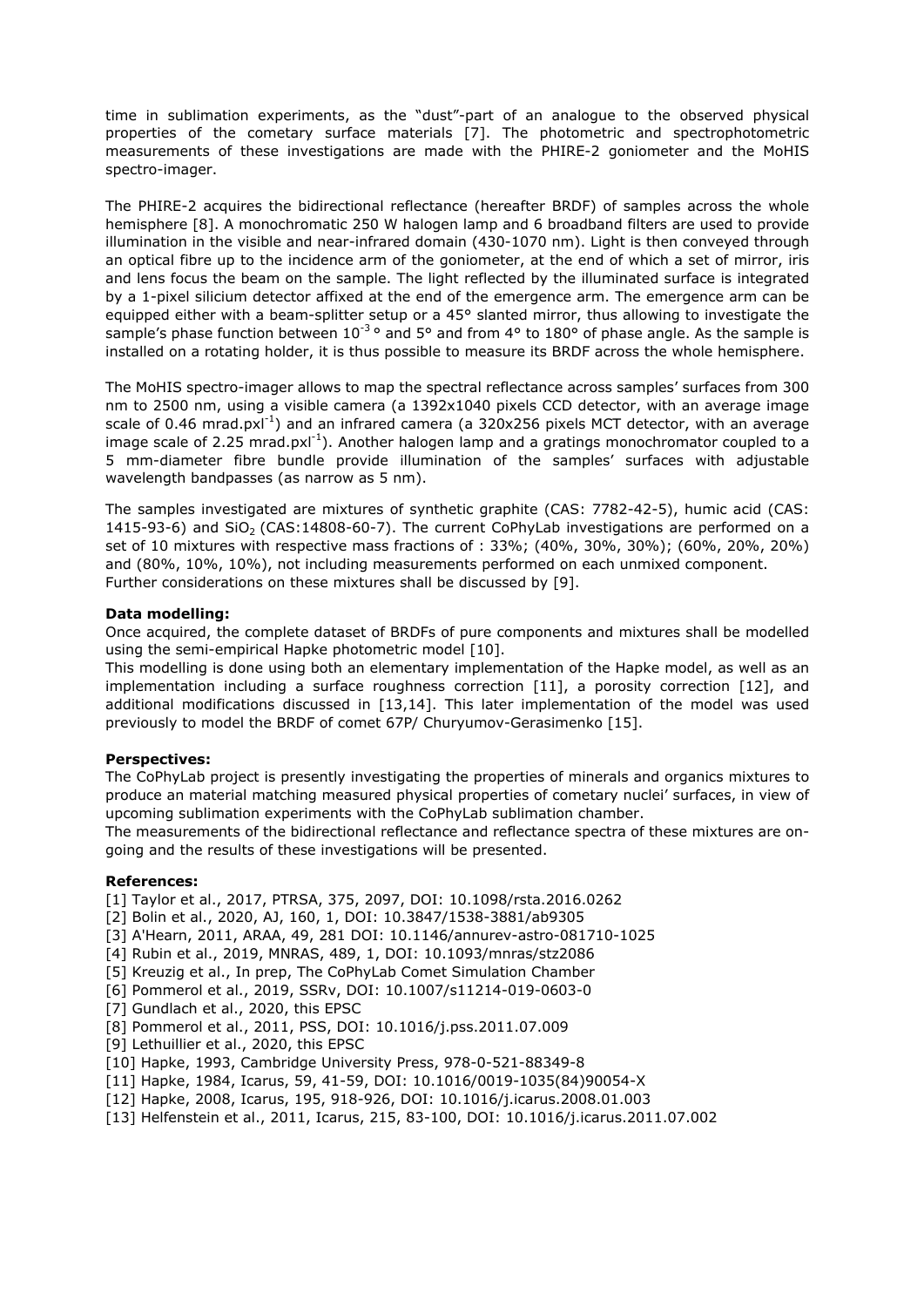time in sublimation experiments, as the "dust"-part of an analogue to the observed physical properties of the cometary surface materials [7]. The photometric and spectrophotometric measurements of these investigations are made with the PHIRE-2 goniometer and the MoHIS spectro-imager.

The PHIRE-2 acquires the bidirectional reflectance (hereafter BRDF) of samples across the whole hemisphere [8]. A monochromatic 250 W halogen lamp and 6 broadband filters are used to provide illumination in the visible and near-infrared domain (430-1070 nm). Light is then conveyed through an optical fibre up to the incidence arm of the goniometer, at the end of which a set of mirror, iris and lens focus the beam on the sample. The light reflected by the illuminated surface is integrated by a 1-pixel silicium detector affixed at the end of the emergence arm. The emergence arm can be equipped either with a beam-splitter setup or a 45° slanted mirror, thus allowing to investigate the sample's phase function between $10^{-3}$ ° and 5° and from 4° to 180° of phase angle. As the sample is installed on a rotating holder, it is thus possible to measure its BRDF across the whole hemisphere.

The MoHIS spectro-imager allows to map the spectral reflectance across samples' surfaces from 300 nm to 2500 nm, using a visible camera (a 1392x1040 pixels CCD detector, with an average image scale of 0.46 mrad.pxl$^{-1}$) and an infrared camera (a 320x256 pixels MCT detector, with an average image scale of 2.25 mrad.pxl$^{-1}$). Another halogen lamp and a gratings monochromator coupled to a 5 mm-diameter fibre bundle provide illumination of the samples' surfaces with adjustable wavelength bandpasses (as narrow as 5 nm).

The samples investigated are mixtures of synthetic graphite (CAS: 7782-42-5), humic acid (CAS: 1415-93-6) and $SiO_2$ (CAS:14808-60-7). The current CoPhyLab investigations are performed on a set of 10 mixtures with respective mass fractions of : 33%; (40%, 30%, 30%); (60%, 20%, 20%) and (80%, 10%, 10%), not including measurements performed on each unmixed component. Further considerations on these mixtures shall be discussed by [9].

**Data modelling:**

Once acquired, the complete dataset of BRDFs of pure components and mixtures shall be modelled using the semi-empirical Hapke photometric model [10].

This modelling is done using both an elementary implementation of the Hapke model, as well as an implementation including a surface roughness correction [11], a porosity correction [12], and additional modifications discussed in [13,14]. This later implementation of the model was used previously to model the BRDF of comet 67P/ Churyumov-Gerasimenko [15].

**Perspectives:**

The CoPhyLab project is presently investigating the properties of minerals and organics mixtures to produce an material matching measured physical properties of cometary nuclei' surfaces, in view of upcoming sublimation experiments with the CoPhyLab sublimation chamber.

The measurements of the bidirectional reflectance and reflectance spectra of these mixtures are on-going and the results of these investigations will be presented.

**References:**

[1] Taylor et al., 2017, PTRSA, 375, 2097, DOI: 10.1098/rsta.2016.0262
[2] Bolin et al., 2020, AJ, 160, 1, DOI: 10.3847/1538-3881/ab9305
[3] A'Hearn, 2011, ARAA, 49, 281 DOI: 10.1146/annurev-astro-081710-1025
[4] Rubin et al., 2019, MNRAS, 489, 1, DOI: 10.1093/mnras/stz2086
[5] Kreuzig et al., In prep, The CoPhyLab Comet Simulation Chamber
[6] Pommerol et al., 2019, SSRv, DOI: 10.1007/s11214-019-0603-0
[7] Gundlach et al., 2020, this EPSC
[8] Pommerol et al., 2011, PSS, DOI: 10.1016/j.pss.2011.07.009
[9] Lethuillier et al., 2020, this EPSC
[10] Hapke, 1993, Cambridge University Press, 978-0-521-88349-8
[11] Hapke, 1984, Icarus, 59, 41-59, DOI: 10.1016/0019-1035(84)90054-X
[12] Hapke, 2008, Icarus, 195, 918-926, DOI: 10.1016/j.icarus.2008.01.003
[13] Helfenstein et al., 2011, Icarus, 215, 83-100, DOI: 10.1016/j.icarus.2011.07.002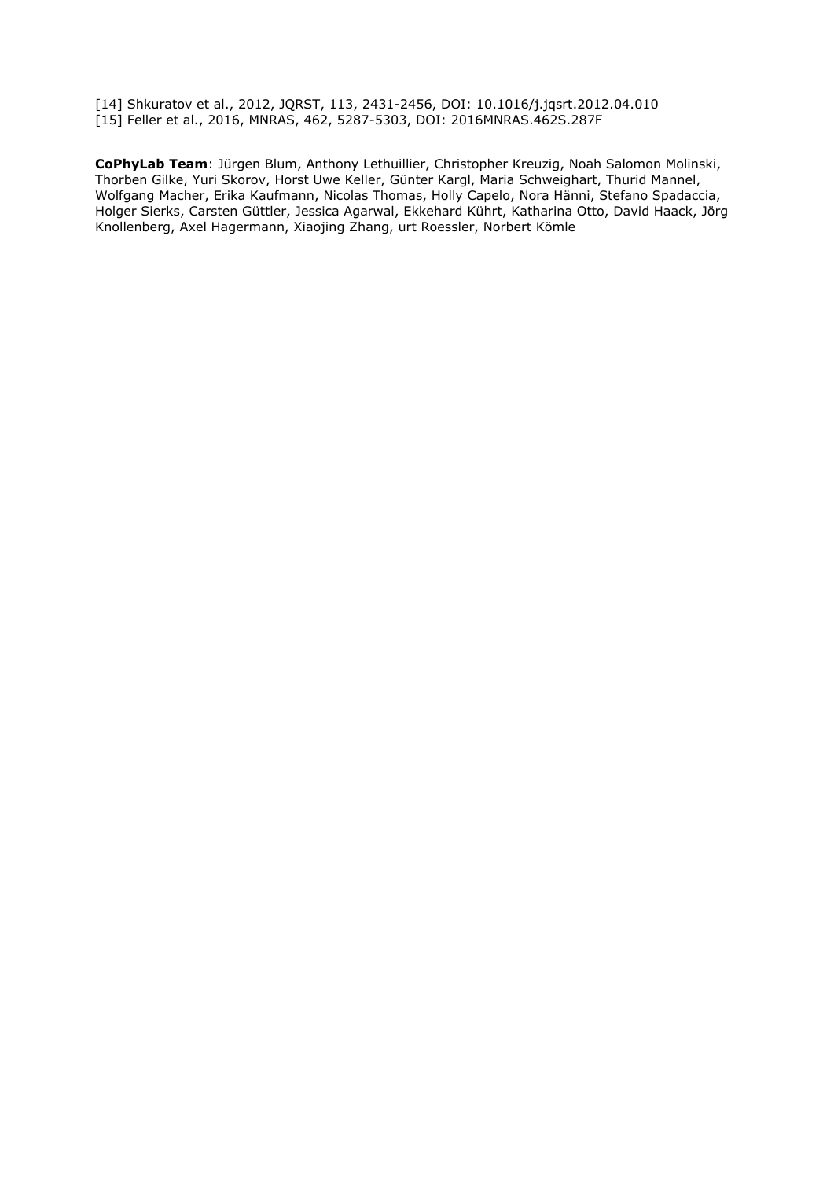[14] Shkuratov et al., 2012, JQRST, 113, 2431-2456, DOI: 10.1016/j.jqsrt.2012.04.010
[15] Feller et al., 2016, MNRAS, 462, 5287-5303, DOI: 2016MNRAS.462S.287F

**CoPhyLab Team**: Jürgen Blum, Anthony Lethuillier, Christopher Kreuzig, Noah Salomon Molinski, Thorben Gilke, Yuri Skorov, Horst Uwe Keller, Günter Kargl, Maria Schweighart, Thurid Mannel, Wolfgang Macher, Erika Kaufmann, Nicolas Thomas, Holly Capelo, Nora Hänni, Stefano Spadaccia, Holger Sierks, Carsten Güttler, Jessica Agarwal, Ekkehard Kührt, Katharina Otto, David Haack, Jörg Knollenberg, Axel Hagermann, Xiaojing Zhang, urt Roessler, Norbert Kömle